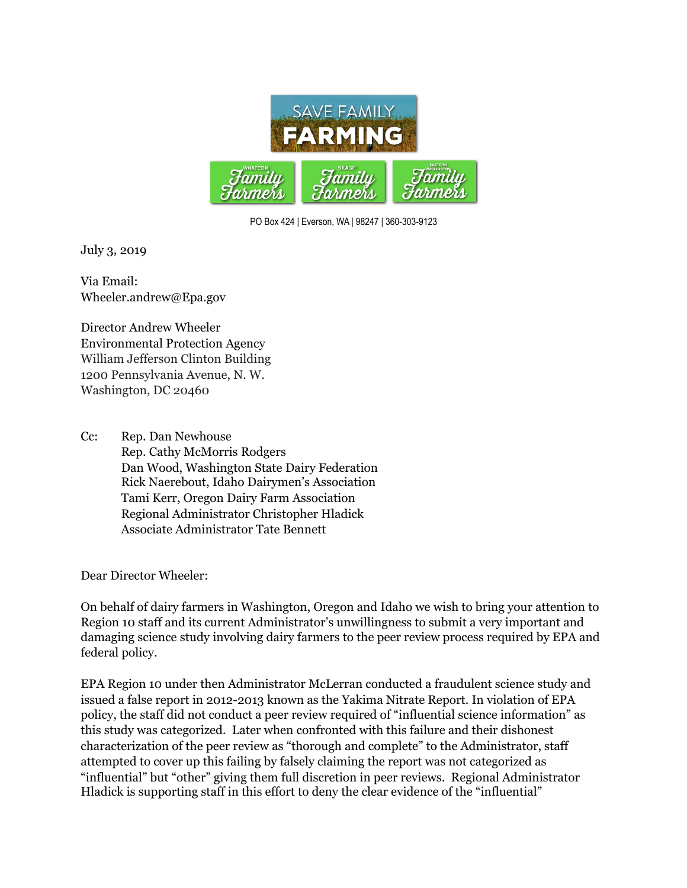SAVE FAMILY FARMING

Whatcom Family Farmers | Skagit Family Farmers | Eastern Washington Family Farmers

PO Box 424 | Everson, WA | 98247 | 360-303-9123

July 3, 2019

Via Email:
Wheeler.andrew@Epa.gov

Director Andrew Wheeler
Environmental Protection Agency
William Jefferson Clinton Building
1200 Pennsylvania Avenue, N. W.
Washington, DC 20460

Cc: Rep. Dan Newhouse
Rep. Cathy McMorris Rodgers
Dan Wood, Washington State Dairy Federation
Rick Naerebout, Idaho Dairymen's Association
Tami Kerr, Oregon Dairy Farm Association
Regional Administrator Christopher Hladick
Associate Administrator Tate Bennett

Dear Director Wheeler:

On behalf of dairy farmers in Washington, Oregon and Idaho we wish to bring your attention to Region 10 staff and its current Administrator's unwillingness to submit a very important and damaging science study involving dairy farmers to the peer review process required by EPA and federal policy.

EPA Region 10 under then Administrator McLerran conducted a fraudulent science study and issued a false report in 2012-2013 known as the Yakima Nitrate Report. In violation of EPA policy, the staff did not conduct a peer review required of "influential science information" as this study was categorized. Later when confronted with this failure and their dishonest characterization of the peer review as "thorough and complete" to the Administrator, staff attempted to cover up this failing by falsely claiming the report was not categorized as "influential" but "other" giving them full discretion in peer reviews. Regional Administrator Hladick is supporting staff in this effort to deny the clear evidence of the "influential"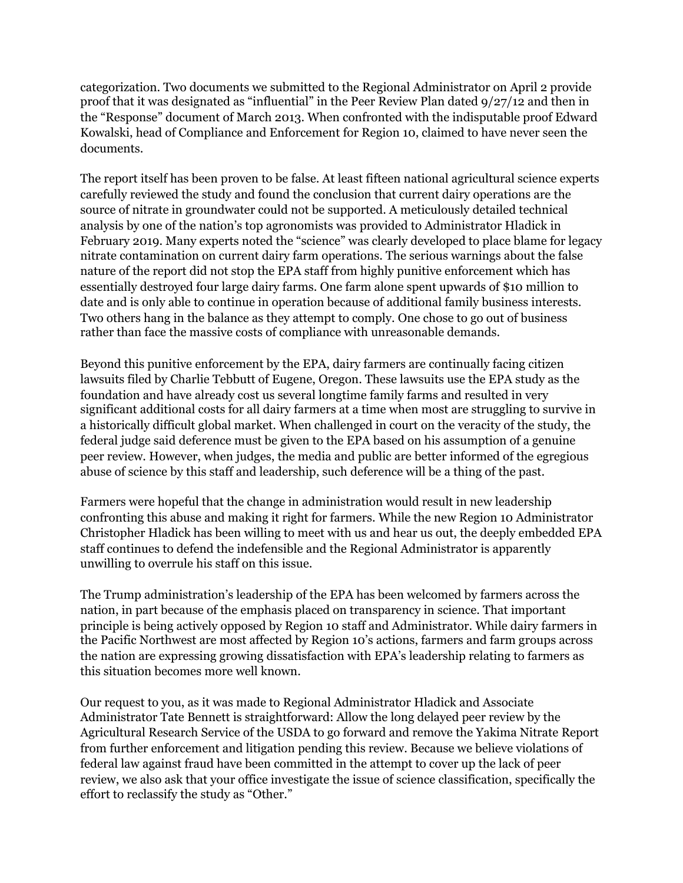categorization. Two documents we submitted to the Regional Administrator on April 2 provide proof that it was designated as "influential" in the Peer Review Plan dated 9/27/12 and then in the "Response" document of March 2013. When confronted with the indisputable proof Edward Kowalski, head of Compliance and Enforcement for Region 10, claimed to have never seen the documents.

The report itself has been proven to be false. At least fifteen national agricultural science experts carefully reviewed the study and found the conclusion that current dairy operations are the source of nitrate in groundwater could not be supported. A meticulously detailed technical analysis by one of the nation's top agronomists was provided to Administrator Hladick in February 2019. Many experts noted the "science" was clearly developed to place blame for legacy nitrate contamination on current dairy farm operations. The serious warnings about the false nature of the report did not stop the EPA staff from highly punitive enforcement which has essentially destroyed four large dairy farms. One farm alone spent upwards of $10 million to date and is only able to continue in operation because of additional family business interests. Two others hang in the balance as they attempt to comply. One chose to go out of business rather than face the massive costs of compliance with unreasonable demands.

Beyond this punitive enforcement by the EPA, dairy farmers are continually facing citizen lawsuits filed by Charlie Tebbutt of Eugene, Oregon. These lawsuits use the EPA study as the foundation and have already cost us several longtime family farms and resulted in very significant additional costs for all dairy farmers at a time when most are struggling to survive in a historically difficult global market. When challenged in court on the veracity of the study, the federal judge said deference must be given to the EPA based on his assumption of a genuine peer review. However, when judges, the media and public are better informed of the egregious abuse of science by this staff and leadership, such deference will be a thing of the past.

Farmers were hopeful that the change in administration would result in new leadership confronting this abuse and making it right for farmers. While the new Region 10 Administrator Christopher Hladick has been willing to meet with us and hear us out, the deeply embedded EPA staff continues to defend the indefensible and the Regional Administrator is apparently unwilling to overrule his staff on this issue.

The Trump administration's leadership of the EPA has been welcomed by farmers across the nation, in part because of the emphasis placed on transparency in science. That important principle is being actively opposed by Region 10 staff and Administrator. While dairy farmers in the Pacific Northwest are most affected by Region 10's actions, farmers and farm groups across the nation are expressing growing dissatisfaction with EPA's leadership relating to farmers as this situation becomes more well known.

Our request to you, as it was made to Regional Administrator Hladick and Associate Administrator Tate Bennett is straightforward: Allow the long delayed peer review by the Agricultural Research Service of the USDA to go forward and remove the Yakima Nitrate Report from further enforcement and litigation pending this review. Because we believe violations of federal law against fraud have been committed in the attempt to cover up the lack of peer review, we also ask that your office investigate the issue of science classification, specifically the effort to reclassify the study as "Other."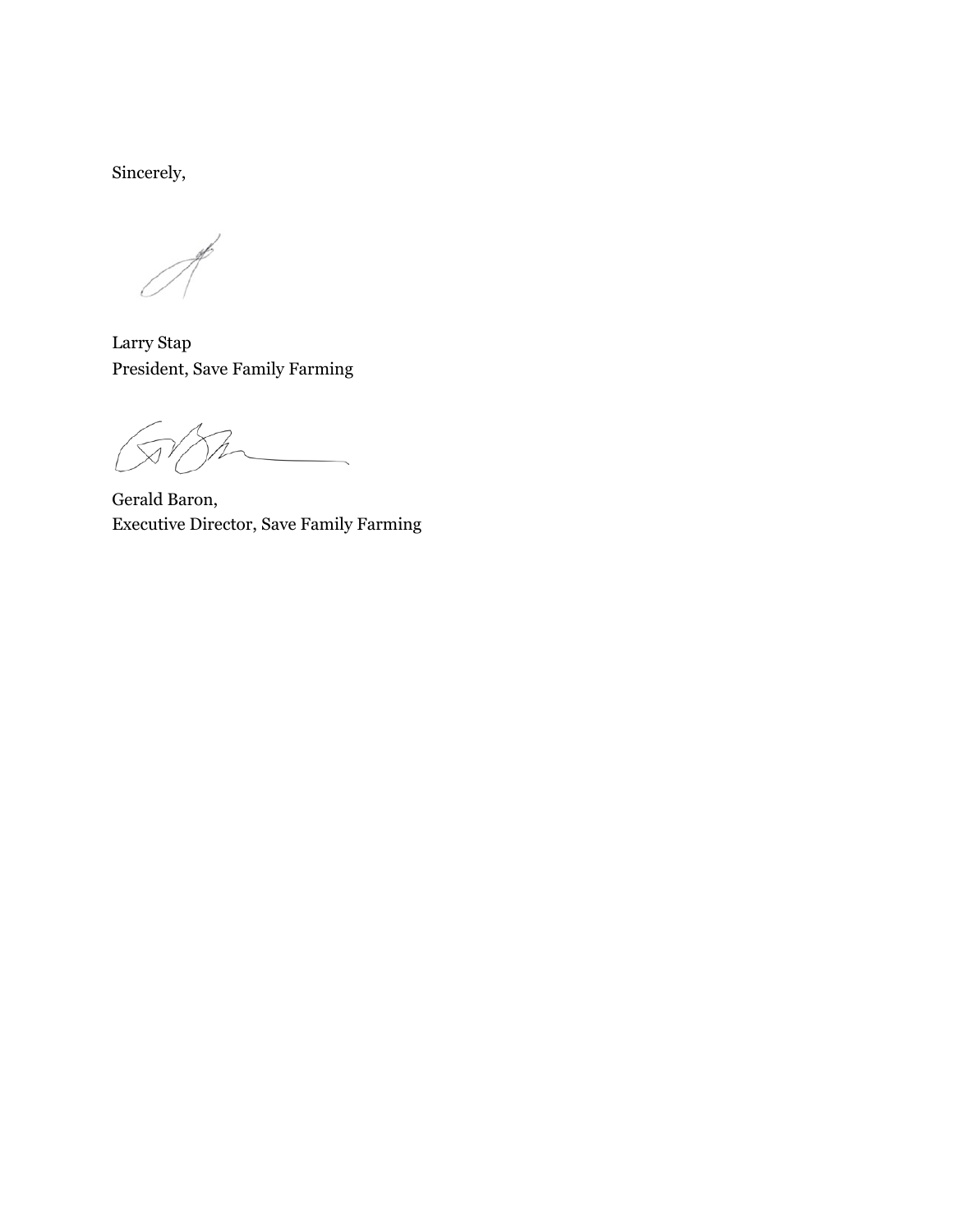Sincerely,

Larry Stap
President, Save Family Farming

Gerald Baron,
Executive Director, Save Family Farming